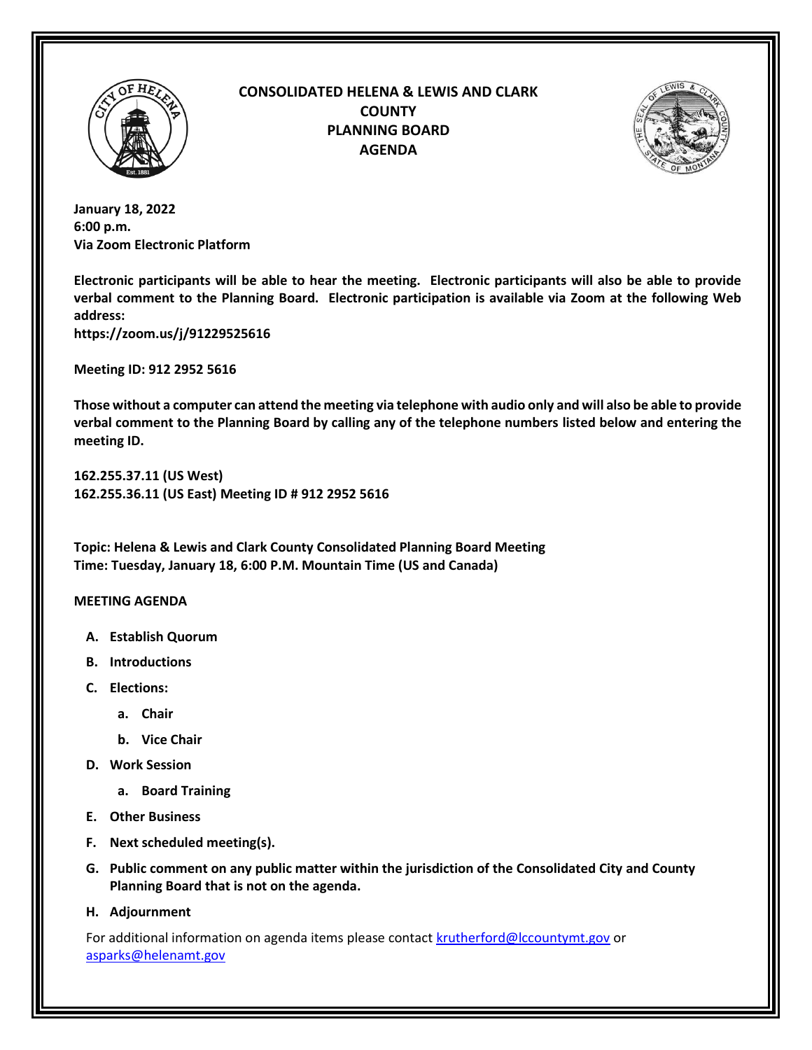# CONSOLIDATED HELENA & LEWIS AND CLARK COUNTY PLANNING BOARD AGENDA

**January 18, 2022**
**6:00 p.m.**
**Via Zoom Electronic Platform**

**Electronic participants will be able to hear the meeting. Electronic participants will also be able to provide verbal comment to the Planning Board. Electronic participation is available via Zoom at the following Web address:**
**https://zoom.us/j/91229525616**

**Meeting ID: 912 2952 5616**

**Those without a computer can attend the meeting via telephone with audio only and will also be able to provide verbal comment to the Planning Board by calling any of the telephone numbers listed below and entering the meeting ID.**

**162.255.37.11 (US West)**
**162.255.36.11 (US East) Meeting ID # 912 2952 5616**

**Topic: Helena & Lewis and Clark County Consolidated Planning Board Meeting**
**Time: Tuesday, January 18, 6:00 P.M. Mountain Time (US and Canada)**

**MEETING AGENDA**

- **A. Establish Quorum**
- **B. Introductions**
- **C. Elections:**
  - **a. Chair**
  - **b. Vice Chair**
- **D. Work Session**
  - **a. Board Training**
- **E. Other Business**
- **F. Next scheduled meeting(s).**
- **G. Public comment on any public matter within the jurisdiction of the Consolidated City and County Planning Board that is not on the agenda.**
- **H. Adjournment**

For additional information on agenda items please contact krutherford@lccountymt.gov or asparks@helenamt.gov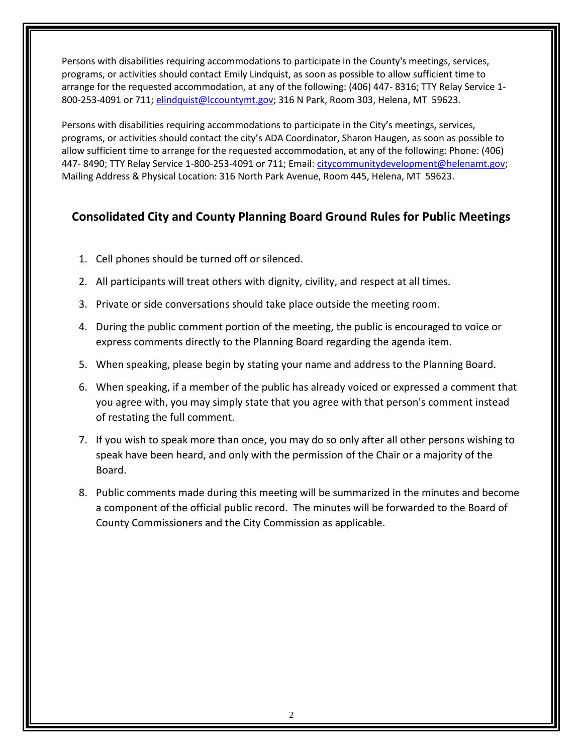Persons with disabilities requiring accommodations to participate in the County's meetings, services, programs, or activities should contact Emily Lindquist, as soon as possible to allow sufficient time to arrange for the requested accommodation, at any of the following: (406) 447- 8316; TTY Relay Service 1-800-253-4091 or 711; elindquist@lccountymt.gov; 316 N Park, Room 303, Helena, MT 59623.

Persons with disabilities requiring accommodations to participate in the City's meetings, services, programs, or activities should contact the city's ADA Coordinator, Sharon Haugen, as soon as possible to allow sufficient time to arrange for the requested accommodation, at any of the following: Phone: (406) 447- 8490; TTY Relay Service 1-800-253-4091 or 711; Email: citycommunitydevelopment@helenamt.gov; Mailing Address & Physical Location: 316 North Park Avenue, Room 445, Helena, MT 59623.

## Consolidated City and County Planning Board Ground Rules for Public Meetings

1. Cell phones should be turned off or silenced.
2. All participants will treat others with dignity, civility, and respect at all times.
3. Private or side conversations should take place outside the meeting room.
4. During the public comment portion of the meeting, the public is encouraged to voice or express comments directly to the Planning Board regarding the agenda item.
5. When speaking, please begin by stating your name and address to the Planning Board.
6. When speaking, if a member of the public has already voiced or expressed a comment that you agree with, you may simply state that you agree with that person's comment instead of restating the full comment.
7. If you wish to speak more than once, you may do so only after all other persons wishing to speak have been heard, and only with the permission of the Chair or a majority of the Board.
8. Public comments made during this meeting will be summarized in the minutes and become a component of the official public record. The minutes will be forwarded to the Board of County Commissioners and the City Commission as applicable.